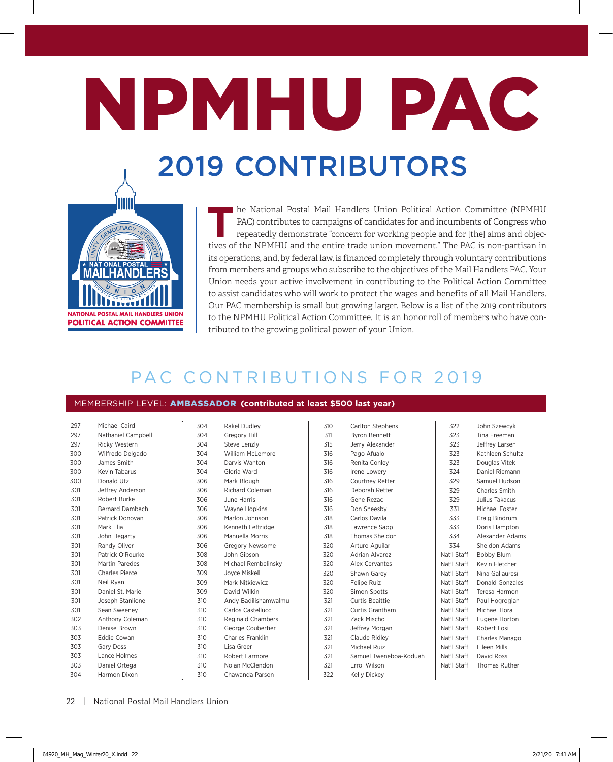# NPMHU PAC

## 2019 CONTRIBUTORS

NATIONAL POSTAL MAIL HANDLERS UNION
POLITICAL ACTION COMMITTEE

The National Postal Mail Handlers Union Political Action Committee (NPMHU PAC) contributes to campaigns of candidates for and incumbents of Congress who repeatedly demonstrate "concern for working people and for [the] aims and objectives of the NPMHU and the entire trade union movement." The PAC is non-partisan in its operations, and, by federal law, is financed completely through voluntary contributions from members and groups who subscribe to the objectives of the Mail Handlers PAC. Your Union needs your active involvement in contributing to the Political Action Committee to assist candidates who will work to protect the wages and benefits of all Mail Handlers. Our PAC membership is small but growing larger. Below is a list of the 2019 contributors to the NPMHU Political Action Committee. It is an honor roll of members who have contributed to the growing political power of your Union.

## PAC CONTRIBUTIONS FOR 2019

### MEMBERSHIP LEVEL: AMBASSADOR (contributed at least $500 last year)

| Local | Name |
|---|---|
| 297 | Michael Caird |
| 297 | Nathaniel Campbell |
| 297 | Ricky Western |
| 300 | Wilfredo Delgado |
| 300 | James Smith |
| 300 | Kevin Tabarus |
| 300 | Donald Utz |
| 301 | Jeffrey Anderson |
| 301 | Robert Burke |
| 301 | Bernard Dambach |
| 301 | Patrick Donovan |
| 301 | Mark Elia |
| 301 | John Hegarty |
| 301 | Randy Oliver |
| 301 | Patrick O'Rourke |
| 301 | Martin Paredes |
| 301 | Charles Pierce |
| 301 | Neil Ryan |
| 301 | Daniel St. Marie |
| 301 | Joseph Stanlione |
| 301 | Sean Sweeney |
| 302 | Anthony Coleman |
| 303 | Denise Brown |
| 303 | Eddie Cowan |
| 303 | Gary Doss |
| 303 | Lance Holmes |
| 303 | Daniel Ortega |
| 304 | Harmon Dixon |
| 304 | Rakel Dudley |
| 304 | Gregory Hill |
| 304 | Steve Lenzly |
| 304 | William McLemore |
| 304 | Darvis Wanton |
| 304 | Gloria Ward |
| 306 | Mark Blough |
| 306 | Richard Coleman |
| 306 | June Harris |
| 306 | Wayne Hopkins |
| 306 | Marlon Johnson |
| 306 | Kenneth Leftridge |
| 306 | Manuella Morris |
| 306 | Gregory Newsome |
| 308 | John Gibson |
| 308 | Michael Rembelinsky |
| 309 | Joyce Miskell |
| 309 | Mark Nitkiewicz |
| 309 | David Wilkin |
| 310 | Andy Badilishamwalmu |
| 310 | Carlos Castellucci |
| 310 | Reginald Chambers |
| 310 | George Coubertier |
| 310 | Charles Franklin |
| 310 | Lisa Greer |
| 310 | Robert Larmore |
| 310 | Nolan McClendon |
| 310 | Chawanda Parson |
| 310 | Carlton Stephens |
| 311 | Byron Bennett |
| 315 | Jerry Alexander |
| 316 | Pago Afualo |
| 316 | Renita Conley |
| 316 | Irene Lowery |
| 316 | Courtney Retter |
| 316 | Deborah Retter |
| 316 | Gene Rezac |
| 316 | Don Sneesby |
| 318 | Carlos Davila |
| 318 | Lawrence Sapp |
| 318 | Thomas Sheldon |
| 320 | Arturo Aguilar |
| 320 | Adrian Alvarez |
| 320 | Alex Cervantes |
| 320 | Shawn Garey |
| 320 | Felipe Ruiz |
| 320 | Simon Spotts |
| 321 | Curtis Beaittie |
| 321 | Curtis Grantham |
| 321 | Zack Mischo |
| 321 | Jeffrey Morgan |
| 321 | Claude Ridley |
| 321 | Michael Ruiz |
| 321 | Samuel Tweneboa-Koduah |
| 321 | Errol Wilson |
| 322 | Kelly Dickey |
| 322 | John Szewcyk |
| 323 | Tina Freeman |
| 323 | Jeffrey Larsen |
| 323 | Kathleen Schultz |
| 323 | Douglas Vitek |
| 324 | Daniel Riemann |
| 329 | Samuel Hudson |
| 329 | Charles Smith |
| 329 | Julius Takacus |
| 331 | Michael Foster |
| 333 | Craig Bindrum |
| 333 | Doris Hampton |
| 334 | Alexander Adams |
| 334 | Sheldon Adams |
| Nat'l Staff | Bobby Blum |
| Nat'l Staff | Kevin Fletcher |
| Nat'l Staff | Nina Gallauresi |
| Nat'l Staff | Donald Gonzales |
| Nat'l Staff | Teresa Harmon |
| Nat'l Staff | Paul Hogrogian |
| Nat'l Staff | Michael Hora |
| Nat'l Staff | Eugene Horton |
| Nat'l Staff | Robert Losi |
| Nat'l Staff | Charles Manago |
| Nat'l Staff | Eileen Mills |
| Nat'l Staff | David Ross |
| Nat'l Staff | Thomas Ruther |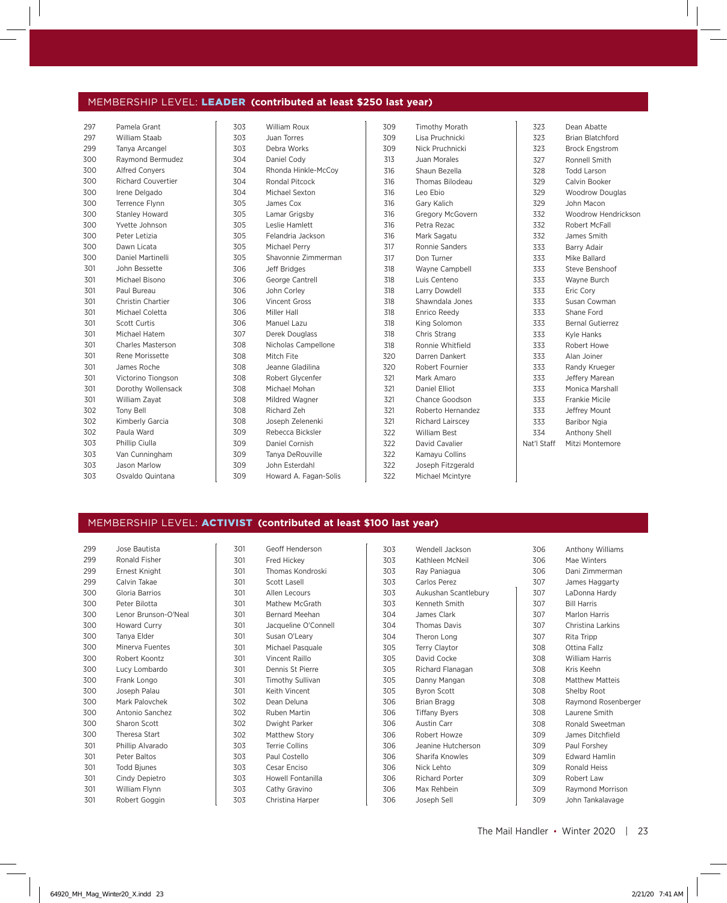## MEMBERSHIP LEVEL: **LEADER** (contributed at least $250 last year)

| Local | Name |
|---|---|
| 297 | Pamela Grant |
| 297 | William Staab |
| 299 | Tanya Arcangel |
| 300 | Raymond Bermudez |
| 300 | Alfred Conyers |
| 300 | Richard Couvertier |
| 300 | Irene Delgado |
| 300 | Terrence Flynn |
| 300 | Stanley Howard |
| 300 | Yvette Johnson |
| 300 | Peter Letizia |
| 300 | Dawn Licata |
| 300 | Daniel Martinelli |
| 301 | John Bessette |
| 301 | Michael Bisono |
| 301 | Paul Bureau |
| 301 | Christin Chartier |
| 301 | Michael Coletta |
| 301 | Scott Curtis |
| 301 | Michael Hatem |
| 301 | Charles Masterson |
| 301 | Rene Morissette |
| 301 | James Roche |
| 301 | Victorino Tiongson |
| 301 | Dorothy Wollensack |
| 301 | William Zayat |
| 302 | Tony Bell |
| 302 | Kimberly Garcia |
| 302 | Paula Ward |
| 303 | Phillip Ciulla |
| 303 | Van Cunningham |
| 303 | Jason Marlow |
| 303 | Osvaldo Quintana |
| 303 | William Roux |
| 303 | Juan Torres |
| 303 | Debra Works |
| 304 | Daniel Cody |
| 304 | Rhonda Hinkle-McCoy |
| 304 | Rondal Pitcock |
| 304 | Michael Sexton |
| 305 | James Cox |
| 305 | Lamar Grigsby |
| 305 | Leslie Hamlett |
| 305 | Felandria Jackson |
| 305 | Michael Perry |
| 305 | Shavonnie Zimmerman |
| 306 | Jeff Bridges |
| 306 | George Cantrell |
| 306 | John Corley |
| 306 | Vincent Gross |
| 306 | Miller Hall |
| 306 | Manuel Lazu |
| 307 | Derek Douglass |
| 308 | Nicholas Campellone |
| 308 | Mitch Fite |
| 308 | Jeanne Gladilina |
| 308 | Robert Glycenfer |
| 308 | Michael Mohan |
| 308 | Mildred Wagner |
| 308 | Richard Zeh |
| 308 | Joseph Zelenenki |
| 309 | Rebecca Bicksler |
| 309 | Daniel Cornish |
| 309 | Tanya DeRouville |
| 309 | John Esterdahl |
| 309 | Howard A. Fagan-Solis |
| 309 | Timothy Morath |
| 309 | Lisa Pruchnicki |
| 309 | Nick Pruchnicki |
| 313 | Juan Morales |
| 316 | Shaun Bezella |
| 316 | Thomas Bilodeau |
| 316 | Leo Ebio |
| 316 | Gary Kalich |
| 316 | Gregory McGovern |
| 316 | Petra Rezac |
| 316 | Mark Sagatu |
| 317 | Ronnie Sanders |
| 317 | Don Turner |
| 318 | Wayne Campbell |
| 318 | Luis Centeno |
| 318 | Larry Dowdell |
| 318 | Shawndala Jones |
| 318 | Enrico Reedy |
| 318 | King Solomon |
| 318 | Chris Strang |
| 318 | Ronnie Whitfield |
| 320 | Darren Dankert |
| 320 | Robert Fournier |
| 321 | Mark Amaro |
| 321 | Daniel Elliot |
| 321 | Chance Goodson |
| 321 | Roberto Hernandez |
| 321 | Richard Lairscey |
| 322 | William Best |
| 322 | David Cavalier |
| 322 | Kamayu Collins |
| 322 | Joseph Fitzgerald |
| 322 | Michael Mcintyre |
| 323 | Dean Abatte |
| 323 | Brian Blatchford |
| 323 | Brock Engstrom |
| 327 | Ronnell Smith |
| 328 | Todd Larson |
| 329 | Calvin Booker |
| 329 | Woodrow Douglas |
| 329 | John Macon |
| 332 | Woodrow Hendrickson |
| 332 | Robert McFall |
| 332 | James Smith |
| 333 | Barry Adair |
| 333 | Mike Ballard |
| 333 | Steve Benshoof |
| 333 | Wayne Burch |
| 333 | Eric Cory |
| 333 | Susan Cowman |
| 333 | Shane Ford |
| 333 | Bernal Gutierrez |
| 333 | Kyle Hanks |
| 333 | Robert Howe |
| 333 | Alan Joiner |
| 333 | Randy Krueger |
| 333 | Jeffery Marean |
| 333 | Monica Marshall |
| 333 | Frankie Micile |
| 333 | Jeffrey Mount |
| 333 | Baribor Ngia |
| 334 | Anthony Shell |
| Nat'l Staff | Mitzi Montemore |

## MEMBERSHIP LEVEL: **ACTIVIST** (contributed at least $100 last year)

| Local | Name |
|---|---|
| 299 | Jose Bautista |
| 299 | Ronald Fisher |
| 299 | Ernest Knight |
| 299 | Calvin Takae |
| 300 | Gloria Barrios |
| 300 | Peter Bilotta |
| 300 | Lenor Brunson-O'Neal |
| 300 | Howard Curry |
| 300 | Tanya Elder |
| 300 | Minerva Fuentes |
| 300 | Robert Koontz |
| 300 | Lucy Lombardo |
| 300 | Frank Longo |
| 300 | Joseph Palau |
| 300 | Mark Palovchek |
| 300 | Antonio Sanchez |
| 300 | Sharon Scott |
| 300 | Theresa Start |
| 301 | Phillip Alvarado |
| 301 | Peter Baltos |
| 301 | Todd Bjunes |
| 301 | Cindy Depietro |
| 301 | William Flynn |
| 301 | Robert Goggin |
| 301 | Geoff Henderson |
| 301 | Fred Hickey |
| 301 | Thomas Kondroski |
| 301 | Scott Lasell |
| 301 | Allen Lecours |
| 301 | Mathew McGrath |
| 301 | Bernard Meehan |
| 301 | Jacqueline O'Connell |
| 301 | Susan O'Leary |
| 301 | Michael Pasquale |
| 301 | Vincent Raillo |
| 301 | Dennis St Pierre |
| 301 | Timothy Sullivan |
| 301 | Keith Vincent |
| 302 | Dean Deluna |
| 302 | Ruben Martin |
| 302 | Dwight Parker |
| 302 | Matthew Story |
| 303 | Terrie Collins |
| 303 | Paul Costello |
| 303 | Cesar Enciso |
| 303 | Howell Fontanilla |
| 303 | Cathy Gravino |
| 303 | Christina Harper |
| 303 | Wendell Jackson |
| 303 | Kathleen McNeil |
| 303 | Ray Paniagua |
| 303 | Carlos Perez |
| 303 | Aukushan Scantlebury |
| 303 | Kenneth Smith |
| 304 | James Clark |
| 304 | Thomas Davis |
| 304 | Theron Long |
| 305 | Terry Claytor |
| 305 | David Cocke |
| 305 | Richard Flanagan |
| 305 | Danny Mangan |
| 305 | Byron Scott |
| 306 | Brian Bragg |
| 306 | Tiffany Byers |
| 306 | Austin Carr |
| 306 | Robert Howze |
| 306 | Jeanine Hutcherson |
| 306 | Sharifa Knowles |
| 306 | Nick Lehto |
| 306 | Richard Porter |
| 306 | Max Rehbein |
| 306 | Joseph Sell |
| 306 | Anthony Williams |
| 306 | Mae Winters |
| 306 | Dani Zimmerman |
| 307 | James Haggarty |
| 307 | LaDonna Hardy |
| 307 | Bill Harris |
| 307 | Marlon Harris |
| 307 | Christina Larkins |
| 307 | Rita Tripp |
| 308 | Ottina Fallz |
| 308 | William Harris |
| 308 | Kris Keehn |
| 308 | Matthew Matteis |
| 308 | Shelby Root |
| 308 | Raymond Rosenberger |
| 308 | Laurene Smith |
| 308 | Ronald Sweetman |
| 309 | James Ditchfield |
| 309 | Paul Forshey |
| 309 | Edward Hamlin |
| 309 | Ronald Heiss |
| 309 | Robert Law |
| 309 | Raymond Morrison |
| 309 | John Tankalavage |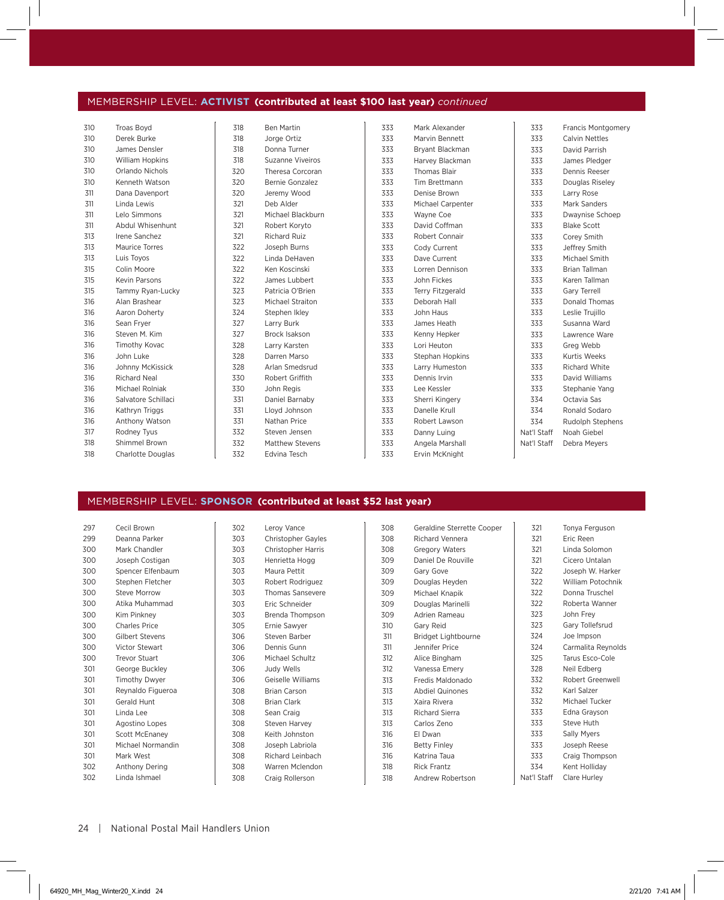## MEMBERSHIP LEVEL: **ACTIVIST** **(contributed at least $100 last year)** *continued*

| Local | Name |
|---|---|
| 310 | Troas Boyd |
| 310 | Derek Burke |
| 310 | James Densler |
| 310 | William Hopkins |
| 310 | Orlando Nichols |
| 310 | Kenneth Watson |
| 311 | Dana Davenport |
| 311 | Linda Lewis |
| 311 | Lelo Simmons |
| 311 | Abdul Whisenhunt |
| 313 | Irene Sanchez |
| 313 | Maurice Torres |
| 313 | Luis Toyos |
| 315 | Colin Moore |
| 315 | Kevin Parsons |
| 315 | Tammy Ryan-Lucky |
| 316 | Alan Brashear |
| 316 | Aaron Doherty |
| 316 | Sean Fryer |
| 316 | Steven M. Kim |
| 316 | Timothy Kovac |
| 316 | John Luke |
| 316 | Johnny McKissick |
| 316 | Richard Neal |
| 316 | Michael Rolniak |
| 316 | Salvatore Schillaci |
| 316 | Kathryn Triggs |
| 316 | Anthony Watson |
| 317 | Rodney Tyus |
| 318 | Shimmel Brown |
| 318 | Charlotte Douglas |
| 318 | Ben Martin |
| 318 | Jorge Ortiz |
| 318 | Donna Turner |
| 318 | Suzanne Viveiros |
| 320 | Theresa Corcoran |
| 320 | Bernie Gonzalez |
| 320 | Jeremy Wood |
| 321 | Deb Alder |
| 321 | Michael Blackburn |
| 321 | Robert Koryto |
| 321 | Richard Ruiz |
| 322 | Joseph Burns |
| 322 | Linda DeHaven |
| 322 | Ken Koscinski |
| 322 | James Lubbert |
| 323 | Patricia O'Brien |
| 323 | Michael Straiton |
| 324 | Stephen Ikley |
| 327 | Larry Burk |
| 327 | Brock Isakson |
| 328 | Larry Karsten |
| 328 | Darren Marso |
| 328 | Arlan Smedsrud |
| 330 | Robert Griffith |
| 330 | John Regis |
| 331 | Daniel Barnaby |
| 331 | Lloyd Johnson |
| 331 | Nathan Price |
| 332 | Steven Jensen |
| 332 | Matthew Stevens |
| 332 | Edvina Tesch |
| 333 | Mark Alexander |
| 333 | Marvin Bennett |
| 333 | Bryant Blackman |
| 333 | Harvey Blackman |
| 333 | Thomas Blair |
| 333 | Tim Brettmann |
| 333 | Denise Brown |
| 333 | Michael Carpenter |
| 333 | Wayne Coe |
| 333 | David Coffman |
| 333 | Robert Connair |
| 333 | Cody Current |
| 333 | Dave Current |
| 333 | Lorren Dennison |
| 333 | John Fickes |
| 333 | Terry Fitzgerald |
| 333 | Deborah Hall |
| 333 | John Haus |
| 333 | James Heath |
| 333 | Kenny Hepker |
| 333 | Lori Heuton |
| 333 | Stephan Hopkins |
| 333 | Larry Humeston |
| 333 | Dennis Irvin |
| 333 | Lee Kessler |
| 333 | Sherri Kingery |
| 333 | Danelle Krull |
| 333 | Robert Lawson |
| 333 | Danny Luing |
| 333 | Angela Marshall |
| 333 | Ervin McKnight |
| 333 | Francis Montgomery |
| 333 | Calvin Nettles |
| 333 | David Parrish |
| 333 | James Pledger |
| 333 | Dennis Reeser |
| 333 | Douglas Riseley |
| 333 | Larry Rose |
| 333 | Mark Sanders |
| 333 | Dwaynise Schoep |
| 333 | Blake Scott |
| 333 | Corey Smith |
| 333 | Jeffrey Smith |
| 333 | Michael Smith |
| 333 | Brian Tallman |
| 333 | Karen Tallman |
| 333 | Gary Terrell |
| 333 | Donald Thomas |
| 333 | Leslie Trujillo |
| 333 | Susanna Ward |
| 333 | Lawrence Ware |
| 333 | Greg Webb |
| 333 | Kurtis Weeks |
| 333 | Richard White |
| 333 | David Williams |
| 333 | Stephanie Yang |
| 334 | Octavia Sas |
| 334 | Ronald Sodaro |
| 334 | Rudolph Stephens |
| Nat'l Staff | Noah Giebel |
| Nat'l Staff | Debra Meyers |

## MEMBERSHIP LEVEL: **SPONSOR** **(contributed at least $52 last year)**

| Local | Name |
|---|---|
| 297 | Cecil Brown |
| 299 | Deanna Parker |
| 300 | Mark Chandler |
| 300 | Joseph Costigan |
| 300 | Spencer Elfenbaum |
| 300 | Stephen Fletcher |
| 300 | Steve Morrow |
| 300 | Atika Muhammad |
| 300 | Kim Pinkney |
| 300 | Charles Price |
| 300 | Gilbert Stevens |
| 300 | Victor Stewart |
| 300 | Trevor Stuart |
| 301 | George Buckley |
| 301 | Timothy Dwyer |
| 301 | Reynaldo Figueroa |
| 301 | Gerald Hunt |
| 301 | Linda Lee |
| 301 | Agostino Lopes |
| 301 | Scott McEnaney |
| 301 | Michael Normandin |
| 301 | Mark West |
| 302 | Anthony Dering |
| 302 | Linda Ishmael |
| 302 | Leroy Vance |
| 303 | Christopher Gayles |
| 303 | Christopher Harris |
| 303 | Henrietta Hogg |
| 303 | Maura Pettit |
| 303 | Robert Rodriguez |
| 303 | Thomas Sansevere |
| 303 | Eric Schneider |
| 303 | Brenda Thompson |
| 305 | Ernie Sawyer |
| 306 | Steven Barber |
| 306 | Dennis Gunn |
| 306 | Michael Schultz |
| 306 | Judy Wells |
| 306 | Geiselle Williams |
| 308 | Brian Carson |
| 308 | Brian Clark |
| 308 | Sean Craig |
| 308 | Steven Harvey |
| 308 | Keith Johnston |
| 308 | Joseph Labriola |
| 308 | Richard Leinbach |
| 308 | Warren Mclendon |
| 308 | Craig Rollerson |
| 308 | Geraldine Sterrette Cooper |
| 308 | Richard Vennera |
| 308 | Gregory Waters |
| 309 | Daniel De Rouville |
| 309 | Gary Gove |
| 309 | Douglas Heyden |
| 309 | Michael Knapik |
| 309 | Douglas Marinelli |
| 309 | Adrien Rameau |
| 310 | Gary Reid |
| 311 | Bridget Lightbourne |
| 311 | Jennifer Price |
| 312 | Alice Bingham |
| 312 | Vanessa Emery |
| 313 | Fredis Maldonado |
| 313 | Abdiel Quinones |
| 313 | Xaira Rivera |
| 313 | Richard Sierra |
| 313 | Carlos Zeno |
| 316 | El Dwan |
| 316 | Betty Finley |
| 316 | Katrina Taua |
| 318 | Rick Frantz |
| 318 | Andrew Robertson |
| 321 | Tonya Ferguson |
| 321 | Eric Reen |
| 321 | Linda Solomon |
| 321 | Cicero Untalan |
| 322 | Joseph W. Harker |
| 322 | William Potochnik |
| 322 | Donna Truschel |
| 322 | Roberta Wanner |
| 323 | John Frey |
| 323 | Gary Tollefsrud |
| 324 | Joe Impson |
| 324 | Carmalita Reynolds |
| 325 | Tarus Esco-Cole |
| 328 | Neil Edberg |
| 332 | Robert Greenwell |
| 332 | Karl Salzer |
| 332 | Michael Tucker |
| 333 | Edna Grayson |
| 333 | Steve Huth |
| 333 | Sally Myers |
| 333 | Joseph Reese |
| 333 | Craig Thompson |
| 334 | Kent Holliday |
| Nat'l Staff | Clare Hurley |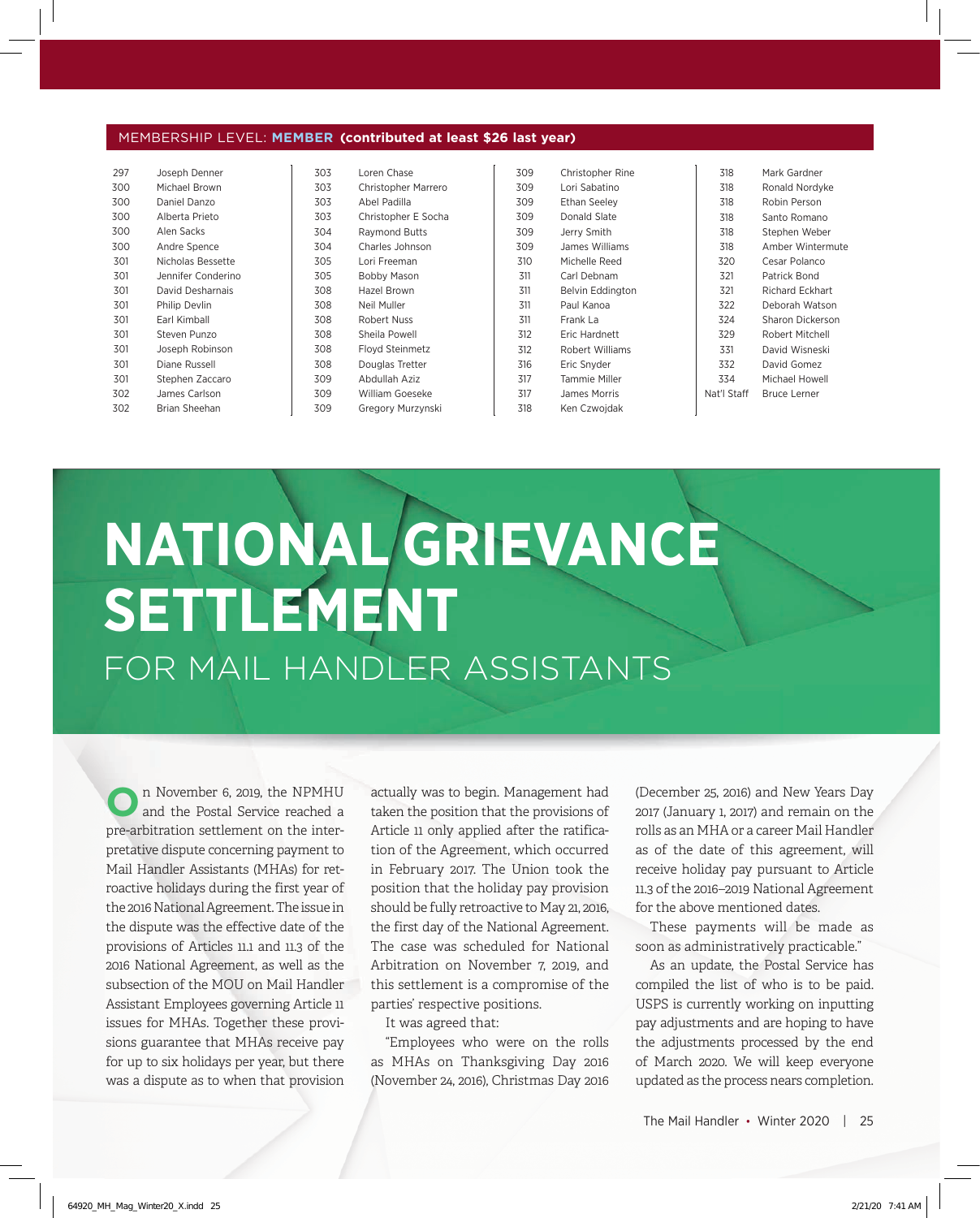MEMBERSHIP LEVEL: **MEMBER** **(contributed at least $26 last year)**

| | |
|---|---|
| 297 | Joseph Denner |
| 300 | Michael Brown |
| 300 | Daniel Danzo |
| 300 | Alberta Prieto |
| 300 | Alen Sacks |
| 300 | Andre Spence |
| 301 | Nicholas Bessette |
| 301 | Jennifer Conderino |
| 301 | David Desharnais |
| 301 | Philip Devlin |
| 301 | Earl Kimball |
| 301 | Steven Punzo |
| 301 | Joseph Robinson |
| 301 | Diane Russell |
| 301 | Stephen Zaccaro |
| 302 | James Carlson |
| 302 | Brian Sheehan |
| 303 | Loren Chase |
| 303 | Christopher Marrero |
| 303 | Abel Padilla |
| 303 | Christopher E Socha |
| 304 | Raymond Butts |
| 304 | Charles Johnson |
| 305 | Lori Freeman |
| 305 | Bobby Mason |
| 308 | Hazel Brown |
| 308 | Neil Muller |
| 308 | Robert Nuss |
| 308 | Sheila Powell |
| 308 | Floyd Steinmetz |
| 308 | Douglas Tretter |
| 309 | Abdullah Aziz |
| 309 | William Goeseke |
| 309 | Gregory Murzynski |
| 309 | Christopher Rine |
| 309 | Lori Sabatino |
| 309 | Ethan Seeley |
| 309 | Donald Slate |
| 309 | Jerry Smith |
| 309 | James Williams |
| 310 | Michelle Reed |
| 311 | Carl Debnam |
| 311 | Belvin Eddington |
| 311 | Paul Kanoa |
| 311 | Frank La |
| 312 | Eric Hardnett |
| 312 | Robert Williams |
| 316 | Eric Snyder |
| 317 | Tammie Miller |
| 317 | James Morris |
| 318 | Ken Czwojdak |
| 318 | Mark Gardner |
| 318 | Ronald Nordyke |
| 318 | Robin Person |
| 318 | Santo Romano |
| 318 | Stephen Weber |
| 318 | Amber Wintermute |
| 320 | Cesar Polanco |
| 321 | Patrick Bond |
| 321 | Richard Eckhart |
| 322 | Deborah Watson |
| 324 | Sharon Dickerson |
| 329 | Robert Mitchell |
| 331 | David Wisneski |
| 332 | David Gomez |
| 334 | Michael Howell |
| Nat'l Staff | Bruce Lerner |

# NATIONAL GRIEVANCE SETTLEMENT

## FOR MAIL HANDLER ASSISTANTS

On November 6, 2019, the NPMHU and the Postal Service reached a pre-arbitration settlement on the interpretative dispute concerning payment to Mail Handler Assistants (MHAs) for retroactive holidays during the first year of the 2016 National Agreement. The issue in the dispute was the effective date of the provisions of Articles 11.1 and 11.3 of the 2016 National Agreement, as well as the subsection of the MOU on Mail Handler Assistant Employees governing Article 11 issues for MHAs. Together these provisions guarantee that MHAs receive pay for up to six holidays per year, but there was a dispute as to when that provision actually was to begin. Management had taken the position that the provisions of Article 11 only applied after the ratification of the Agreement, which occurred in February 2017. The Union took the position that the holiday pay provision should be fully retroactive to May 21, 2016, the first day of the National Agreement. The case was scheduled for National Arbitration on November 7, 2019, and this settlement is a compromise of the parties' respective positions.

It was agreed that:

"Employees who were on the rolls as MHAs on Thanksgiving Day 2016 (November 24, 2016), Christmas Day 2016 (December 25, 2016) and New Years Day 2017 (January 1, 2017) and remain on the rolls as an MHA or a career Mail Handler as of the date of this agreement, will receive holiday pay pursuant to Article 11.3 of the 2016–2019 National Agreement for the above mentioned dates.

These payments will be made as soon as administratively practicable."

As an update, the Postal Service has compiled the list of who is to be paid. USPS is currently working on inputting pay adjustments and are hoping to have the adjustments processed by the end of March 2020. We will keep everyone updated as the process nears completion.